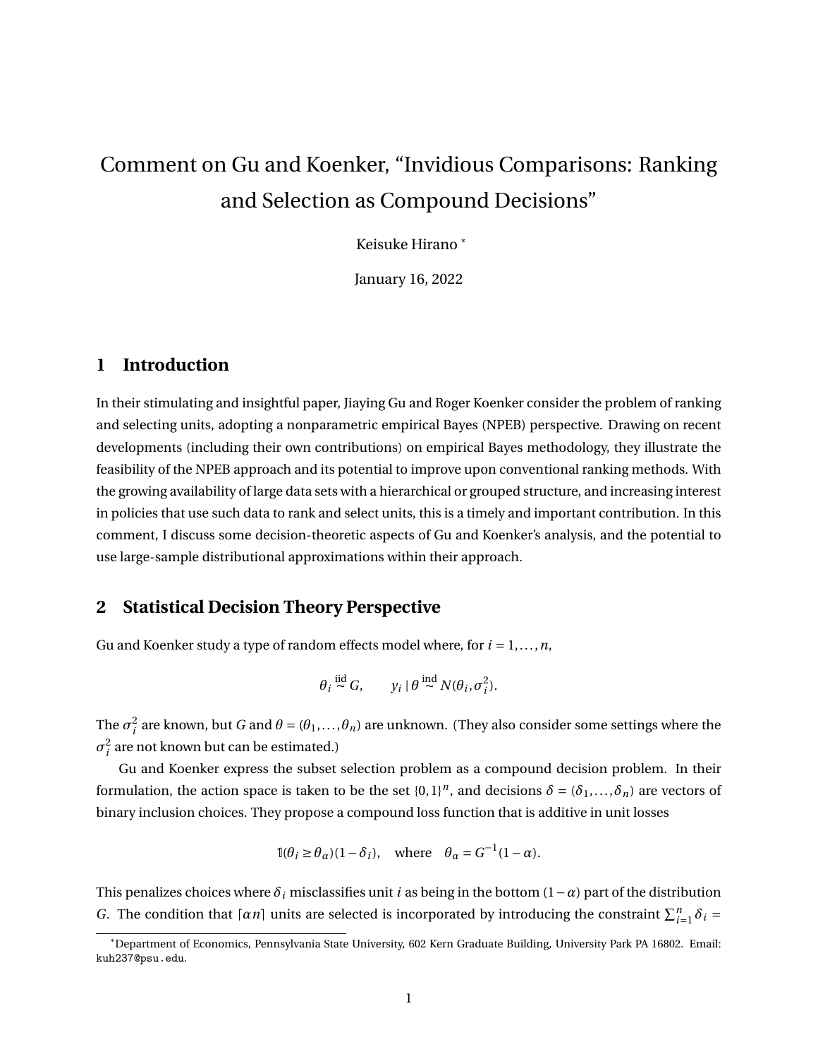# Comment on Gu and Koenker, "Invidious Comparisons: Ranking and Selection as Compound Decisions"

Keisuke Hirano [*]

January 16, 2022

## 1 Introduction

In their stimulating and insightful paper, Jiaying Gu and Roger Koenker consider the problem of ranking and selecting units, adopting a nonparametric empirical Bayes (NPEB) perspective. Drawing on recent developments (including their own contributions) on empirical Bayes methodology, they illustrate the feasibility of the NPEB approach and its potential to improve upon conventional ranking methods. With the growing availability of large data sets with a hierarchical or grouped structure, and increasing interest in policies that use such data to rank and select units, this is a timely and important contribution. In this comment, I discuss some decision-theoretic aspects of Gu and Koenker's analysis, and the potential to use large-sample distributional approximations within their approach.

## 2 Statistical Decision Theory Perspective

Gu and Koenker study a type of random effects model where, for $i = 1, \ldots, n$,

$$\theta_i \overset{\text{iid}}{\sim} G, \qquad y_i \mid \theta \overset{\text{ind}}{\sim} N(\theta_i, \sigma_i^2).$$

The $\sigma_i^2$ are known, but $G$ and $\theta = (\theta_1, \ldots, \theta_n)$ are unknown. (They also consider some settings where the $\sigma_i^2$ are not known but can be estimated.)

Gu and Koenker express the subset selection problem as a compound decision problem. In their formulation, the action space is taken to be the set $\{0,1\}^n$, and decisions $\delta = (\delta_1, \ldots, \delta_n)$ are vectors of binary inclusion choices. They propose a compound loss function that is additive in unit losses

$$\mathbb{1}(\theta_i \geq \theta_\alpha)(1 - \delta_i), \quad \text{where} \quad \theta_\alpha = G^{-1}(1 - \alpha).$$

This penalizes choices where $\delta_i$ misclassifies unit $i$ as being in the bottom $(1 - \alpha)$ part of the distribution $G$. The condition that $\lceil \alpha n \rceil$ units are selected is incorporated by introducing the constraint $\sum_{i=1}^n \delta_i =$

[*] Department of Economics, Pennsylvania State University, 602 Kern Graduate Building, University Park PA 16802. Email: kuh237@psu.edu.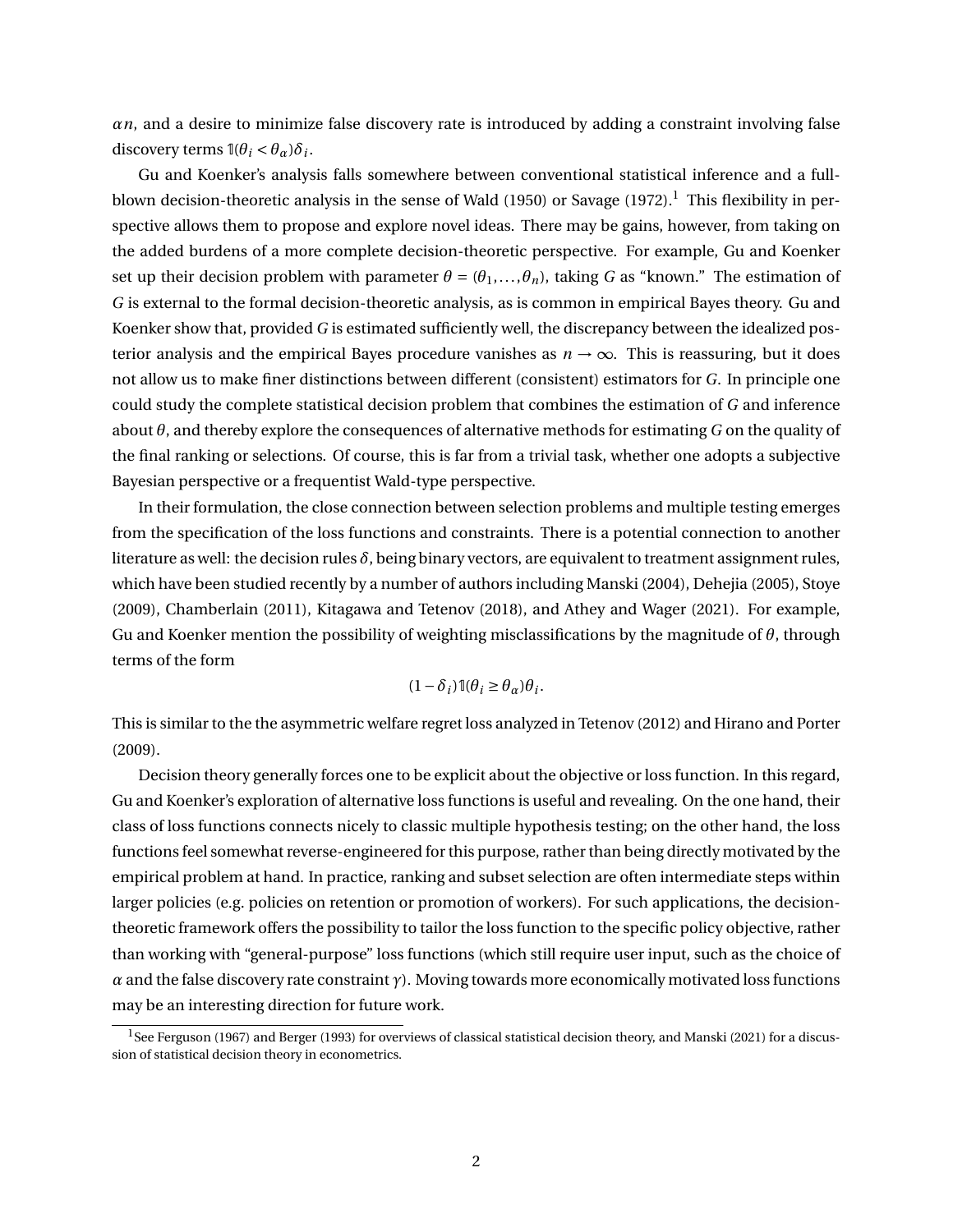$\alpha n$, and a desire to minimize false discovery rate is introduced by adding a constraint involving false discovery terms $\mathbb{1}(\theta_i < \theta_\alpha)\delta_i$.

Gu and Koenker's analysis falls somewhere between conventional statistical inference and a full-blown decision-theoretic analysis in the sense of Wald (1950) or Savage (1972).[1] This flexibility in perspective allows them to propose and explore novel ideas. There may be gains, however, from taking on the added burdens of a more complete decision-theoretic perspective. For example, Gu and Koenker set up their decision problem with parameter $\theta = (\theta_1, \ldots, \theta_n)$, taking $G$ as "known." The estimation of $G$ is external to the formal decision-theoretic analysis, as is common in empirical Bayes theory. Gu and Koenker show that, provided $G$ is estimated sufficiently well, the discrepancy between the idealized posterior analysis and the empirical Bayes procedure vanishes as $n \to \infty$. This is reassuring, but it does not allow us to make finer distinctions between different (consistent) estimators for $G$. In principle one could study the complete statistical decision problem that combines the estimation of $G$ and inference about $\theta$, and thereby explore the consequences of alternative methods for estimating $G$ on the quality of the final ranking or selections. Of course, this is far from a trivial task, whether one adopts a subjective Bayesian perspective or a frequentist Wald-type perspective.

In their formulation, the close connection between selection problems and multiple testing emerges from the specification of the loss functions and constraints. There is a potential connection to another literature as well: the decision rules $\delta$, being binary vectors, are equivalent to treatment assignment rules, which have been studied recently by a number of authors including Manski (2004), Dehejia (2005), Stoye (2009), Chamberlain (2011), Kitagawa and Tetenov (2018), and Athey and Wager (2021). For example, Gu and Koenker mention the possibility of weighting misclassifications by the magnitude of $\theta$, through terms of the form

$$(1 - \delta_i)\mathbb{1}(\theta_i \geq \theta_\alpha)\theta_i.$$

This is similar to the the asymmetric welfare regret loss analyzed in Tetenov (2012) and Hirano and Porter (2009).

Decision theory generally forces one to be explicit about the objective or loss function. In this regard, Gu and Koenker's exploration of alternative loss functions is useful and revealing. On the one hand, their class of loss functions connects nicely to classic multiple hypothesis testing; on the other hand, the loss functions feel somewhat reverse-engineered for this purpose, rather than being directly motivated by the empirical problem at hand. In practice, ranking and subset selection are often intermediate steps within larger policies (e.g. policies on retention or promotion of workers). For such applications, the decision-theoretic framework offers the possibility to tailor the loss function to the specific policy objective, rather than working with "general-purpose" loss functions (which still require user input, such as the choice of $\alpha$ and the false discovery rate constraint $\gamma$). Moving towards more economically motivated loss functions may be an interesting direction for future work.

[1] See Ferguson (1967) and Berger (1993) for overviews of classical statistical decision theory, and Manski (2021) for a discussion of statistical decision theory in econometrics.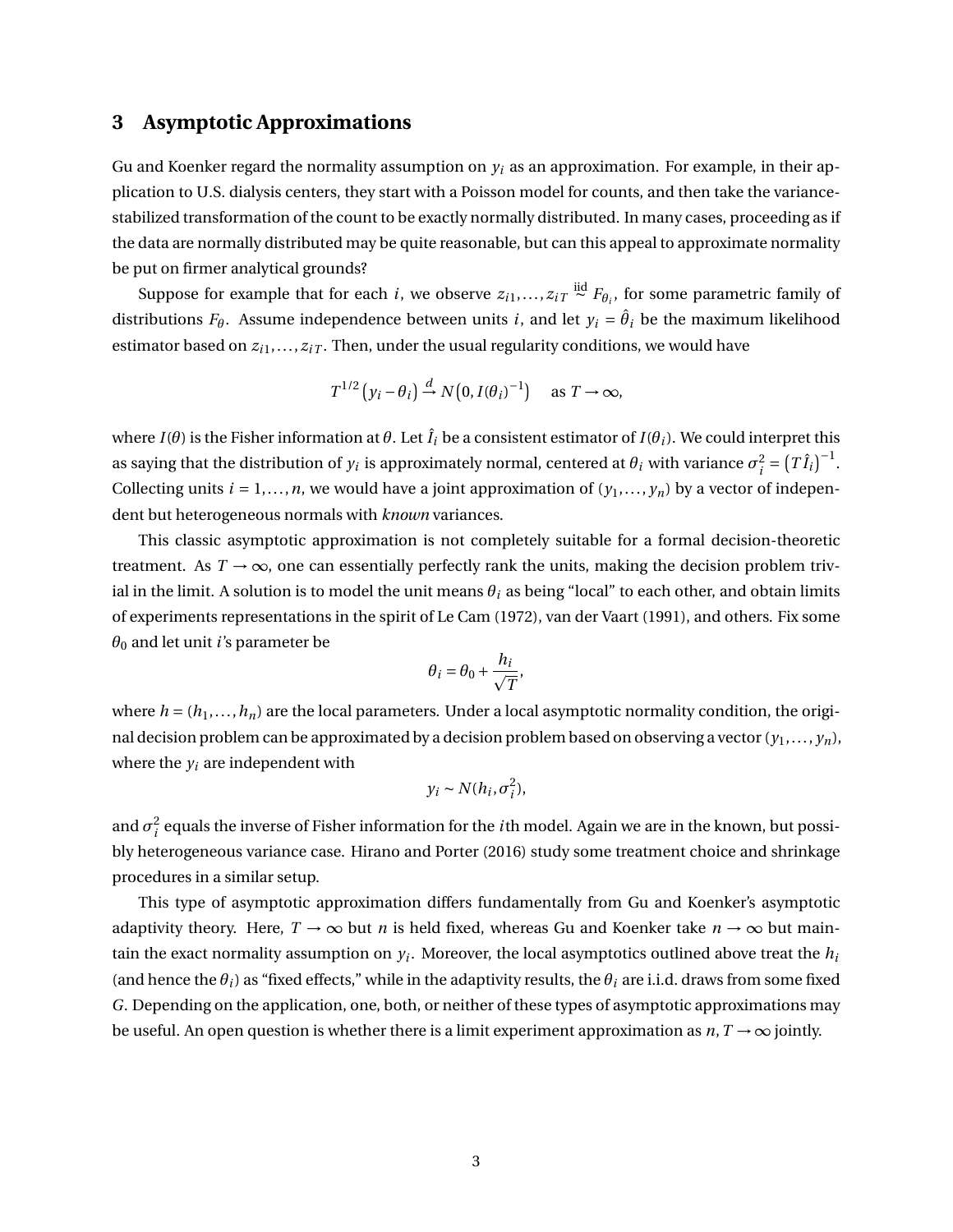## 3 Asymptotic Approximations

Gu and Koenker regard the normality assumption on $y_i$ as an approximation. For example, in their application to U.S. dialysis centers, they start with a Poisson model for counts, and then take the variance-stabilized transformation of the count to be exactly normally distributed. In many cases, proceeding as if the data are normally distributed may be quite reasonable, but can this appeal to approximate normality be put on firmer analytical grounds?

Suppose for example that for each $i$, we observe $z_{i1}, \ldots, z_{iT} \overset{\text{iid}}{\sim} F_{\theta_i}$, for some parametric family of distributions $F_\theta$. Assume independence between units $i$, and let $y_i = \hat{\theta}_i$ be the maximum likelihood estimator based on $z_{i1}, \ldots, z_{iT}$. Then, under the usual regularity conditions, we would have

$$T^{1/2}\left(y_i - \theta_i\right) \xrightarrow{d} N\left(0, I(\theta_i)^{-1}\right) \quad \text{as } T \to \infty,$$

where $I(\theta)$ is the Fisher information at $\theta$. Let $\hat{I}_i$ be a consistent estimator of $I(\theta_i)$. We could interpret this as saying that the distribution of $y_i$ is approximately normal, centered at $\theta_i$ with variance $\sigma_i^2 = \left(T\hat{I}_i\right)^{-1}$. Collecting units $i = 1, \ldots, n$, we would have a joint approximation of $(y_1, \ldots, y_n)$ by a vector of independent but heterogeneous normals with *known* variances.

This classic asymptotic approximation is not completely suitable for a formal decision-theoretic treatment. As $T \to \infty$, one can essentially perfectly rank the units, making the decision problem trivial in the limit. A solution is to model the unit means $\theta_i$ as being "local" to each other, and obtain limits of experiments representations in the spirit of Le Cam (1972), van der Vaart (1991), and others. Fix some $\theta_0$ and let unit $i$'s parameter be

$$\theta_i = \theta_0 + \frac{h_i}{\sqrt{T}},$$

where $h = (h_1, \ldots, h_n)$ are the local parameters. Under a local asymptotic normality condition, the original decision problem can be approximated by a decision problem based on observing a vector $(y_1, \ldots, y_n)$, where the $y_i$ are independent with

$$y_i \sim N(h_i, \sigma_i^2),$$

and $\sigma_i^2$ equals the inverse of Fisher information for the $i$th model. Again we are in the known, but possibly heterogeneous variance case. Hirano and Porter (2016) study some treatment choice and shrinkage procedures in a similar setup.

This type of asymptotic approximation differs fundamentally from Gu and Koenker's asymptotic adaptivity theory. Here, $T \to \infty$ but $n$ is held fixed, whereas Gu and Koenker take $n \to \infty$ but maintain the exact normality assumption on $y_i$. Moreover, the local asymptotics outlined above treat the $h_i$ (and hence the $\theta_i$) as "fixed effects," while in the adaptivity results, the $\theta_i$ are i.i.d. draws from some fixed $G$. Depending on the application, one, both, or neither of these types of asymptotic approximations may be useful. An open question is whether there is a limit experiment approximation as $n, T \to \infty$ jointly.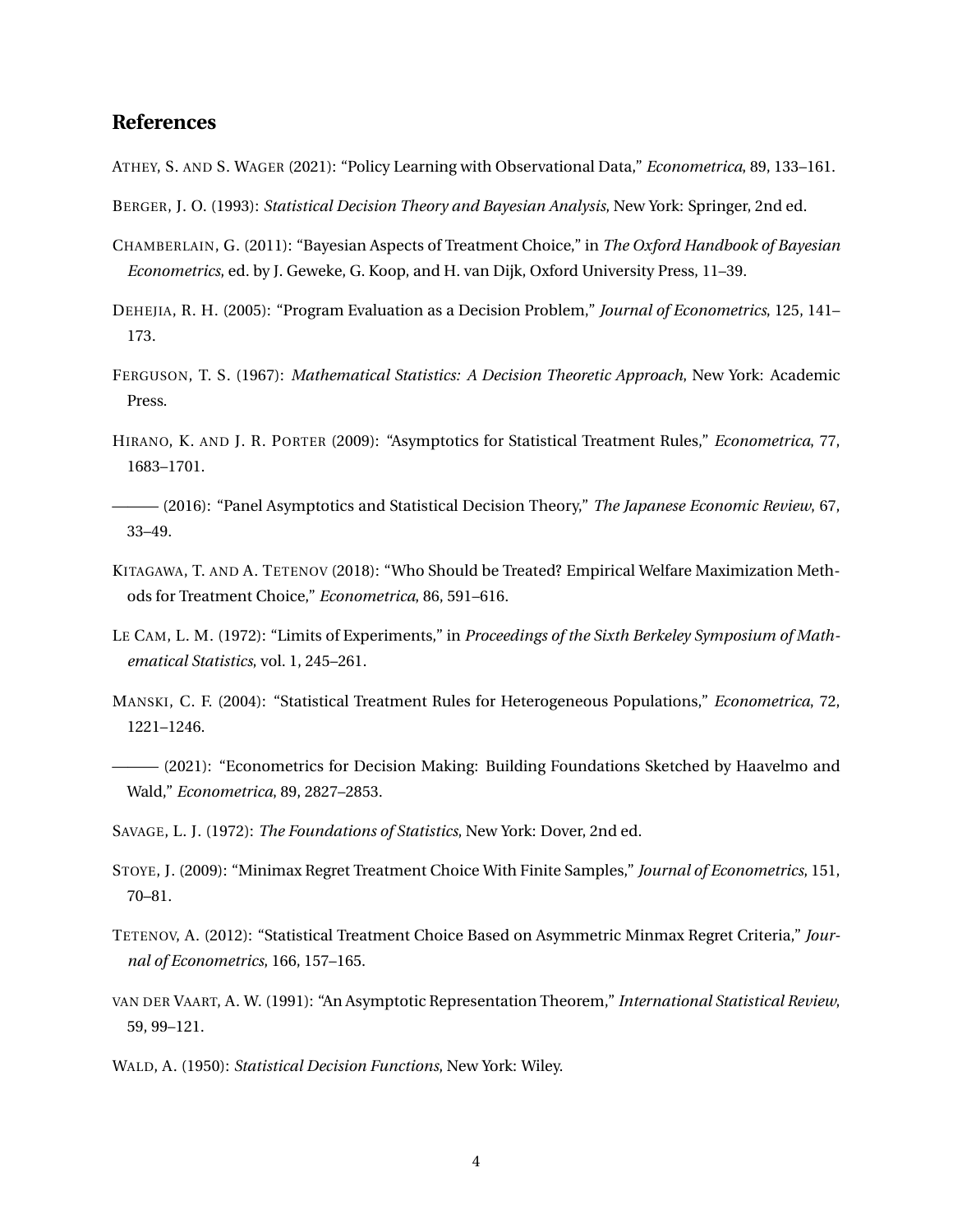## References

ATHEY, S. AND S. WAGER (2021): "Policy Learning with Observational Data," *Econometrica*, 89, 133–161.

BERGER, J. O. (1993): *Statistical Decision Theory and Bayesian Analysis*, New York: Springer, 2nd ed.

CHAMBERLAIN, G. (2011): "Bayesian Aspects of Treatment Choice," in *The Oxford Handbook of Bayesian Econometrics*, ed. by J. Geweke, G. Koop, and H. van Dijk, Oxford University Press, 11–39.

DEHEJIA, R. H. (2005): "Program Evaluation as a Decision Problem," *Journal of Econometrics*, 125, 141–173.

FERGUSON, T. S. (1967): *Mathematical Statistics: A Decision Theoretic Approach*, New York: Academic Press.

HIRANO, K. AND J. R. PORTER (2009): "Asymptotics for Statistical Treatment Rules," *Econometrica*, 77, 1683–1701.

——— (2016): "Panel Asymptotics and Statistical Decision Theory," *The Japanese Economic Review*, 67, 33–49.

KITAGAWA, T. AND A. TETENOV (2018): "Who Should be Treated? Empirical Welfare Maximization Methods for Treatment Choice," *Econometrica*, 86, 591–616.

LE CAM, L. M. (1972): "Limits of Experiments," in *Proceedings of the Sixth Berkeley Symposium of Mathematical Statistics*, vol. 1, 245–261.

MANSKI, C. F. (2004): "Statistical Treatment Rules for Heterogeneous Populations," *Econometrica*, 72, 1221–1246.

——— (2021): "Econometrics for Decision Making: Building Foundations Sketched by Haavelmo and Wald," *Econometrica*, 89, 2827–2853.

SAVAGE, L. J. (1972): *The Foundations of Statistics*, New York: Dover, 2nd ed.

STOYE, J. (2009): "Minimax Regret Treatment Choice With Finite Samples," *Journal of Econometrics*, 151, 70–81.

TETENOV, A. (2012): "Statistical Treatment Choice Based on Asymmetric Minmax Regret Criteria," *Journal of Econometrics*, 166, 157–165.

VAN DER VAART, A. W. (1991): "An Asymptotic Representation Theorem," *International Statistical Review*, 59, 99–121.

WALD, A. (1950): *Statistical Decision Functions*, New York: Wiley.